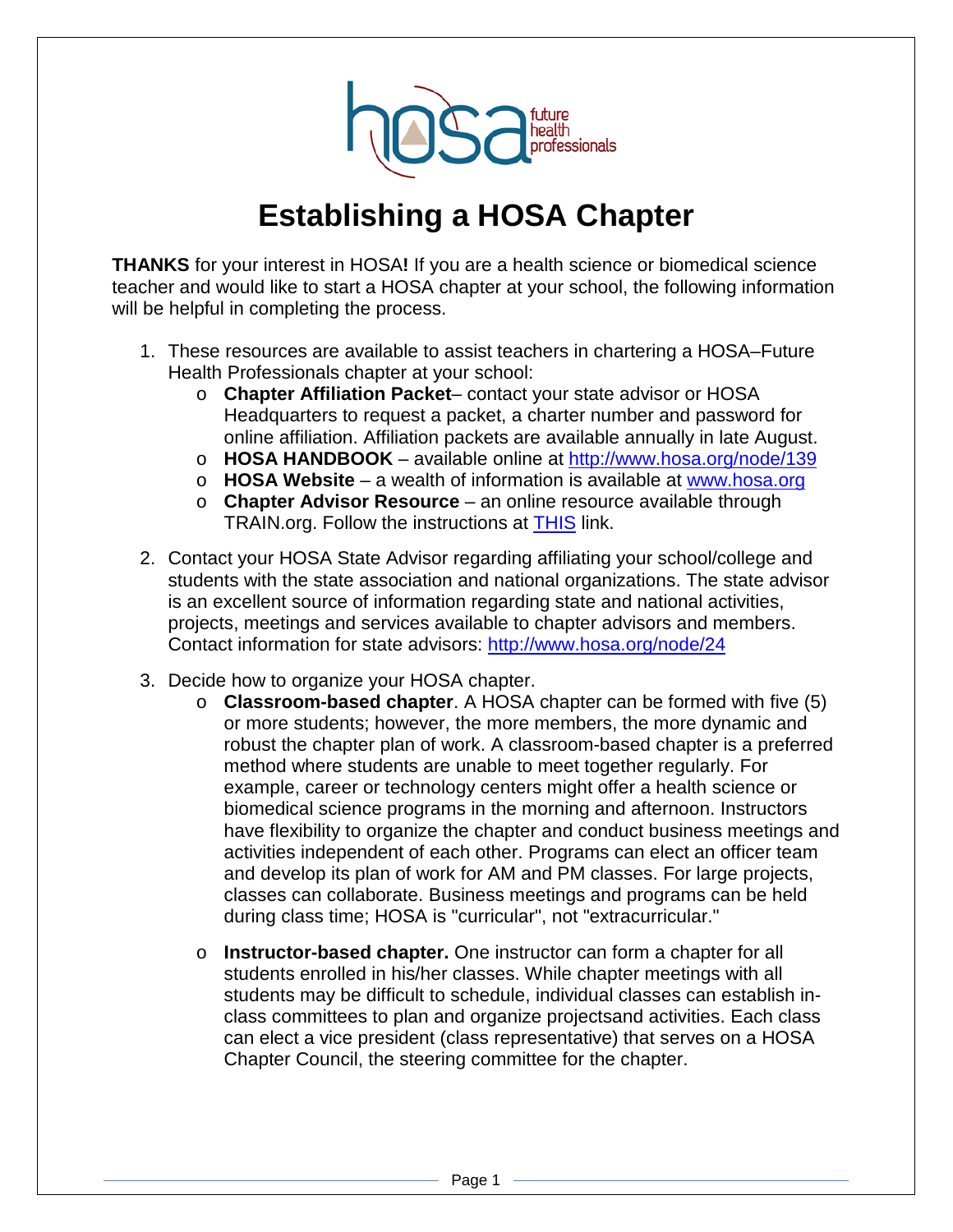# Establishing a HOSA Chapter

**THANKS** for your interest in HOSA**!** If you are a health science or biomedical science teacher and would like to start a HOSA chapter at your school, the following information will be helpful in completing the process.

1. These resources are available to assist teachers in chartering a HOSA–Future Health Professionals chapter at your school:
   - **Chapter Affiliation Packet**– contact your state advisor or HOSA Headquarters to request a packet, a charter number and password for online affiliation. Affiliation packets are available annually in late August.
   - **HOSA HANDBOOK** – available online at http://www.hosa.org/node/139
   - **HOSA Website** – a wealth of information is available at www.hosa.org
   - **Chapter Advisor Resource** – an online resource available through TRAIN.org. Follow the instructions at THIS link.

2. Contact your HOSA State Advisor regarding affiliating your school/college and students with the state association and national organizations. The state advisor is an excellent source of information regarding state and national activities, projects, meetings and services available to chapter advisors and members. Contact information for state advisors: http://www.hosa.org/node/24

3. Decide how to organize your HOSA chapter.
   - **Classroom-based chapter**. A HOSA chapter can be formed with five (5) or more students; however, the more members, the more dynamic and robust the chapter plan of work. A classroom-based chapter is a preferred method where students are unable to meet together regularly. For example, career or technology centers might offer a health science or biomedical science programs in the morning and afternoon. Instructors have flexibility to organize the chapter and conduct business meetings and activities independent of each other. Programs can elect an officer team and develop its plan of work for AM and PM classes. For large projects, classes can collaborate. Business meetings and programs can be held during class time; HOSA is "curricular", not "extracurricular."

   - **Instructor-based chapter.** One instructor can form a chapter for all students enrolled in his/her classes. While chapter meetings with all students may be difficult to schedule, individual classes can establish in-class committees to plan and organize projectsand activities. Each class can elect a vice president (class representative) that serves on a HOSA Chapter Council, the steering committee for the chapter.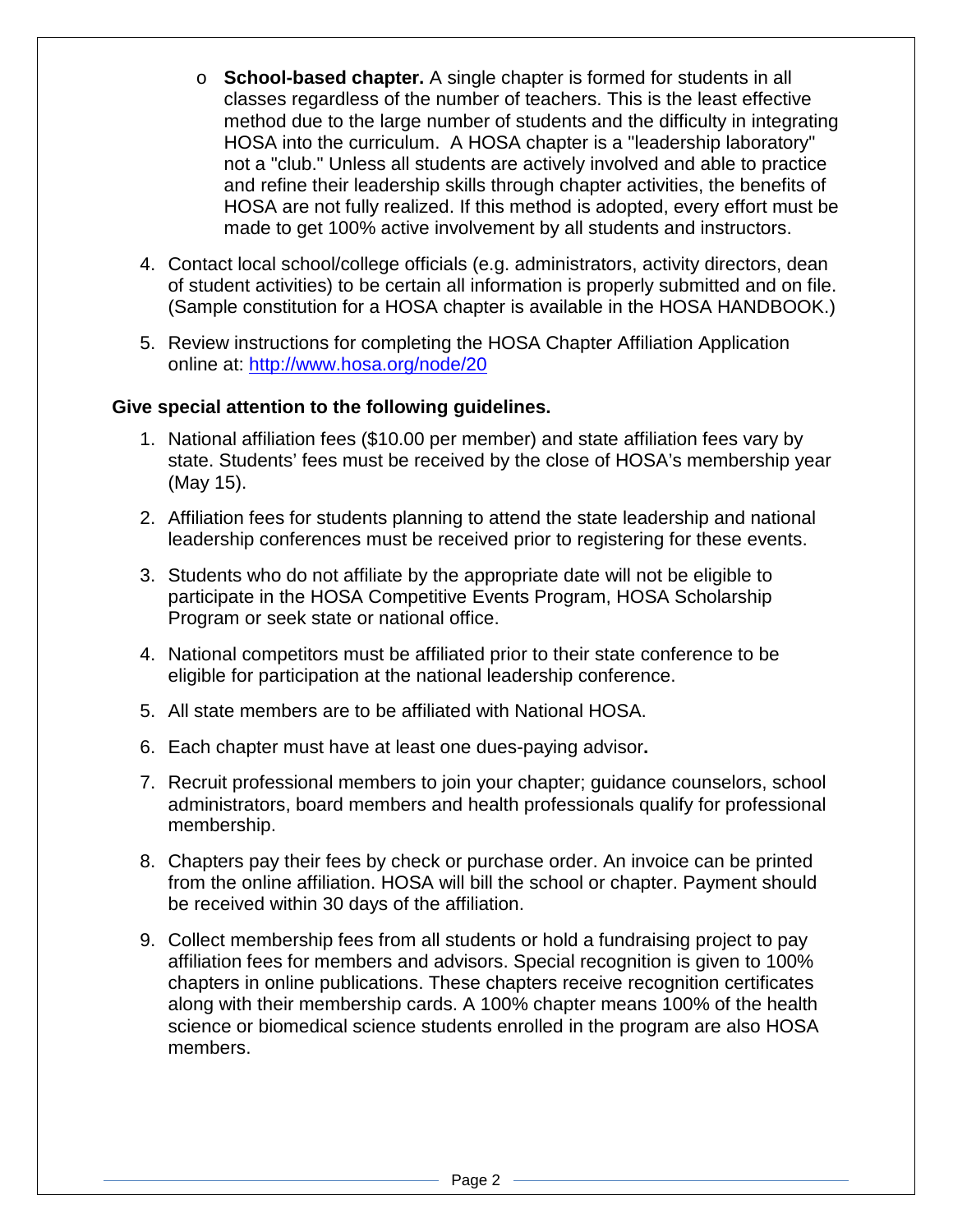- **School-based chapter.** A single chapter is formed for students in all classes regardless of the number of teachers. This is the least effective method due to the large number of students and the difficulty in integrating HOSA into the curriculum. A HOSA chapter is a "leadership laboratory" not a "club." Unless all students are actively involved and able to practice and refine their leadership skills through chapter activities, the benefits of HOSA are not fully realized. If this method is adopted, every effort must be made to get 100% active involvement by all students and instructors.

4. Contact local school/college officials (e.g. administrators, activity directors, dean of student activities) to be certain all information is properly submitted and on file. (Sample constitution for a HOSA chapter is available in the HOSA HANDBOOK.)
5. Review instructions for completing the HOSA Chapter Affiliation Application online at: [http://www.hosa.org/node/20](http://www.hosa.org/node/20)

**Give special attention to the following guidelines.**

1. National affiliation fees ($10.00 per member) and state affiliation fees vary by state. Students' fees must be received by the close of HOSA's membership year (May 15).
2. Affiliation fees for students planning to attend the state leadership and national leadership conferences must be received prior to registering for these events.
3. Students who do not affiliate by the appropriate date will not be eligible to participate in the HOSA Competitive Events Program, HOSA Scholarship Program or seek state or national office.
4. National competitors must be affiliated prior to their state conference to be eligible for participation at the national leadership conference.
5. All state members are to be affiliated with National HOSA.
6. Each chapter must have at least one dues-paying advisor**.**
7. Recruit professional members to join your chapter; guidance counselors, school administrators, board members and health professionals qualify for professional membership.
8. Chapters pay their fees by check or purchase order. An invoice can be printed from the online affiliation. HOSA will bill the school or chapter. Payment should be received within 30 days of the affiliation.
9. Collect membership fees from all students or hold a fundraising project to pay affiliation fees for members and advisors. Special recognition is given to 100% chapters in online publications. These chapters receive recognition certificates along with their membership cards. A 100% chapter means 100% of the health science or biomedical science students enrolled in the program are also HOSA members.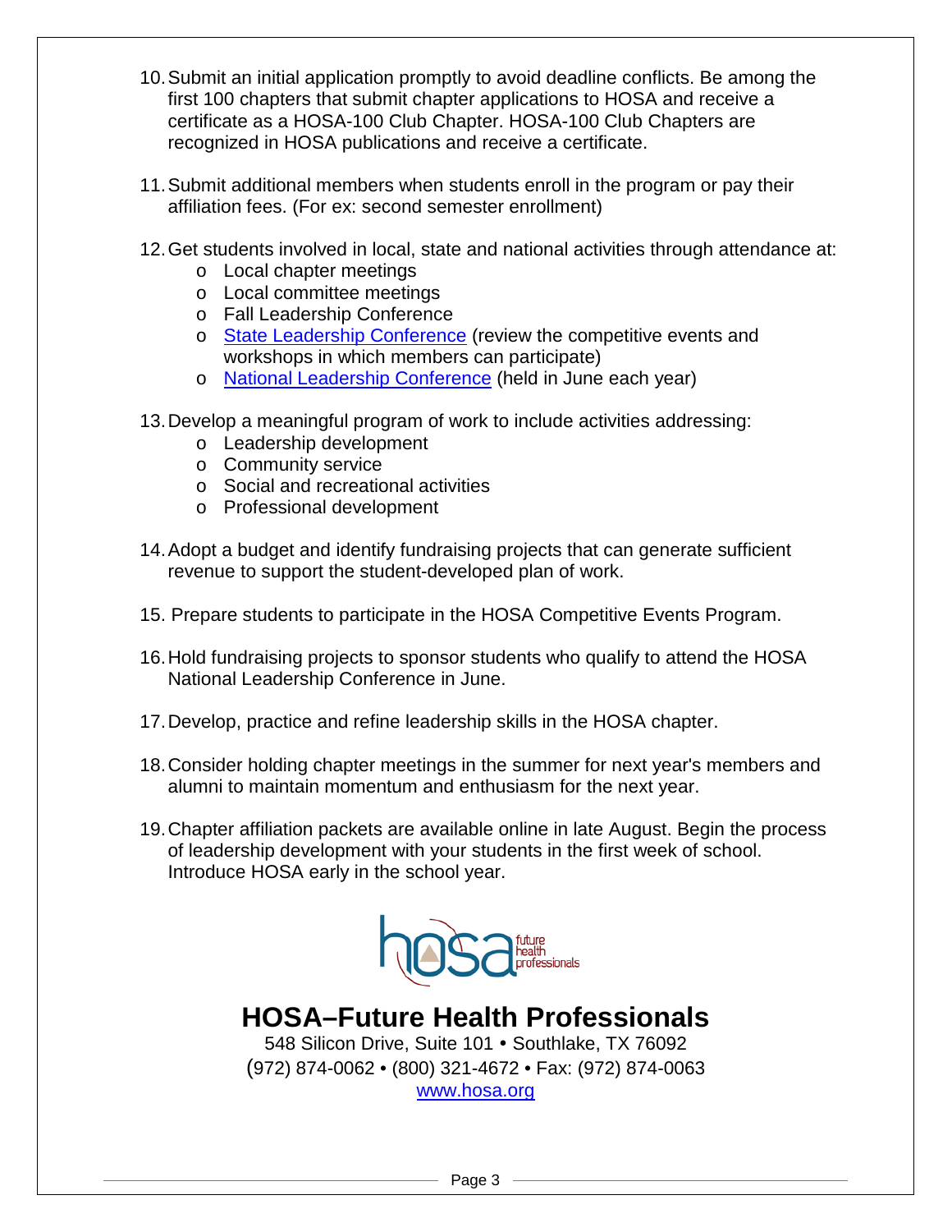10. Submit an initial application promptly to avoid deadline conflicts. Be among the first 100 chapters that submit chapter applications to HOSA and receive a certificate as a HOSA-100 Club Chapter. HOSA-100 Club Chapters are recognized in HOSA publications and receive a certificate.

11. Submit additional members when students enroll in the program or pay their affiliation fees. (For ex: second semester enrollment)

12. Get students involved in local, state and national activities through attendance at:
    - Local chapter meetings
    - Local committee meetings
    - Fall Leadership Conference
    - State Leadership Conference (review the competitive events and workshops in which members can participate)
    - National Leadership Conference (held in June each year)

13. Develop a meaningful program of work to include activities addressing:
    - Leadership development
    - Community service
    - Social and recreational activities
    - Professional development

14. Adopt a budget and identify fundraising projects that can generate sufficient revenue to support the student-developed plan of work.

15. Prepare students to participate in the HOSA Competitive Events Program.

16. Hold fundraising projects to sponsor students who qualify to attend the HOSA National Leadership Conference in June.

17. Develop, practice and refine leadership skills in the HOSA chapter.

18. Consider holding chapter meetings in the summer for next year's members and alumni to maintain momentum and enthusiasm for the next year.

19. Chapter affiliation packets are available online in late August. Begin the process of leadership development with your students in the first week of school. Introduce HOSA early in the school year.

hosa future health professionals

## HOSA–Future Health Professionals

548 Silicon Drive, Suite 101 • Southlake, TX 76092
(972) 874-0062 • (800) 321-4672 • Fax: (972) 874-0063
www.hosa.org